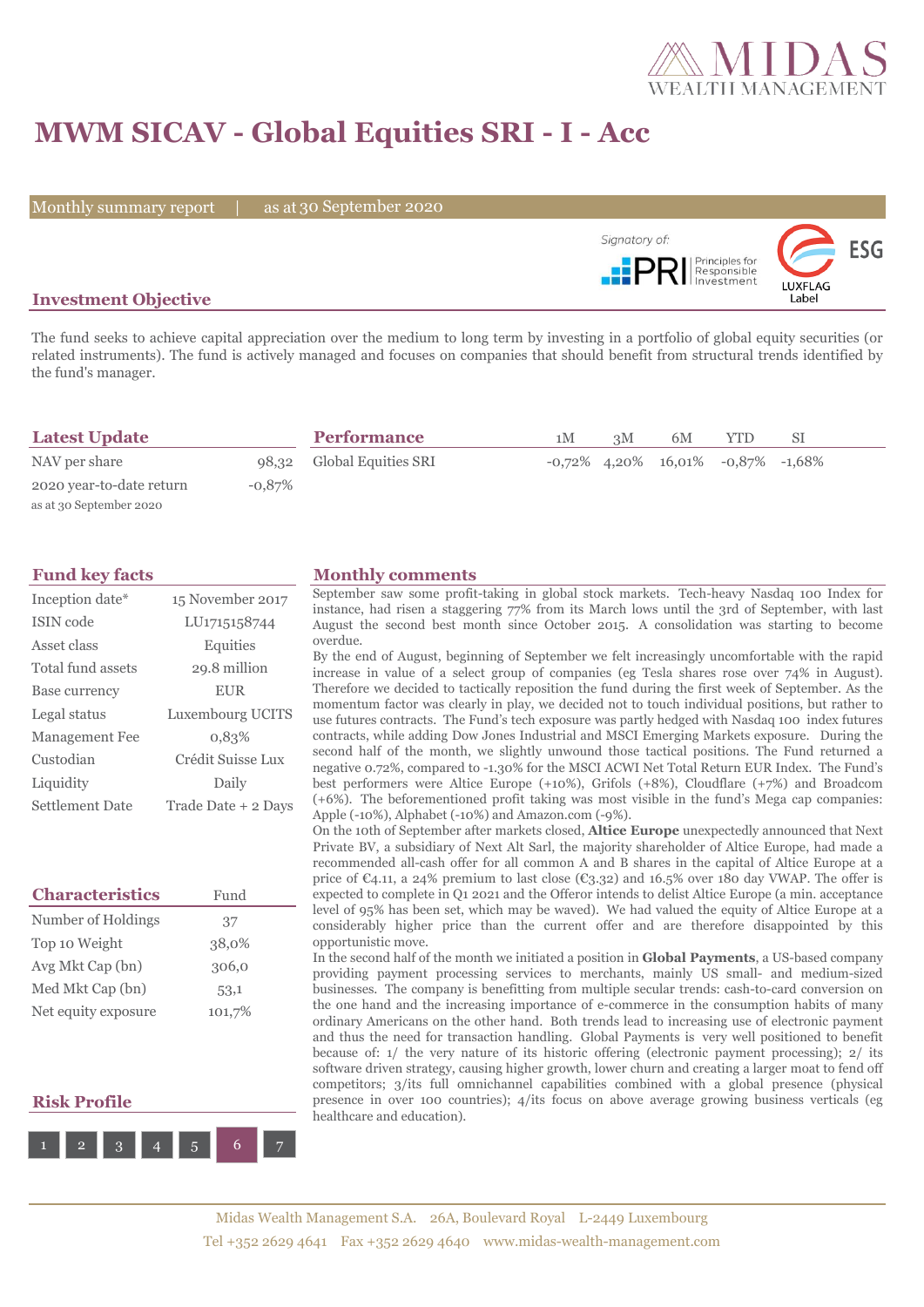# MWM SICAV - Global Equities SRI - I - Acc

Monthly summary report | as at 30 September 2020

Signatory of: PRI Principles for Responsible Investment

LUXFLAG Label ESG

## Investment Objective

The fund seeks to achieve capital appreciation over the medium to long term by investing in a portfolio of global equity securities (or related instruments). The fund is actively managed and focuses on companies that should benefit from structural trends identified by the fund's manager.

## Latest Update

| | |
|---|---|
| NAV per share | 98,32 |
| 2020 year-to-date return | -0,87% |

as at 30 September 2020

## Performance

| | 1M | 3M | 6M | YTD | SI |
|---|---|---|---|---|---|
| Global Equities SRI | -0,72% | 4,20% | 16,01% | -0,87% | -1,68% |

## Fund key facts

| | |
|---|---|
| Inception date* | 15 November 2017 |
| ISIN code | LU1715158744 |
| Asset class | Equities |
| Total fund assets | 29.8 million |
| Base currency | EUR |
| Legal status | Luxembourg UCITS |
| Management Fee | 0,83% |
| Custodian | Crédit Suisse Lux |
| Liquidity | Daily |
| Settlement Date | Trade Date + 2 Days |

## Characteristics

| | Fund |
|---|---|
| Number of Holdings | 37 |
| Top 10 Weight | 38,0% |
| Avg Mkt Cap (bn) | 306,0 |
| Med Mkt Cap (bn) | 53,1 |
| Net equity exposure | 101,7% |

## Risk Profile

1 | 2 | 3 | 4 | 5 | **6** | 7

## Monthly comments

September saw some profit-taking in global stock markets. Tech-heavy Nasdaq 100 Index for instance, had risen a staggering 77% from its March lows until the 3rd of September, with last August the second best month since October 2015. A consolidation was starting to become overdue.

By the end of August, beginning of September we felt increasingly uncomfortable with the rapid increase in value of a select group of companies (eg Tesla shares rose over 74% in August). Therefore we decided to tactically reposition the fund during the first week of September. As the momentum factor was clearly in play, we decided not to touch individual positions, but rather to use futures contracts. The Fund's tech exposure was partly hedged with Nasdaq 100 index futures contracts, while adding Dow Jones Industrial and MSCI Emerging Markets exposure. During the second half of the month, we slightly unwound those tactical positions. The Fund returned a negative 0.72%, compared to -1.30% for the MSCI ACWI Net Total Return EUR Index. The Fund's best performers were Altice Europe (+10%), Grifols (+8%), Cloudflare (+7%) and Broadcom (+6%). The beforementioned profit taking was most visible in the fund's Mega cap companies: Apple (-10%), Alphabet (-10%) and Amazon.com (-9%).

On the 10th of September after markets closed, **Altice Europe** unexpectedly announced that Next Private BV, a subsidiary of Next Alt Sarl, the majority shareholder of Altice Europe, had made a recommended all-cash offer for all common A and B shares in the capital of Altice Europe at a price of €4.11, a 24% premium to last close (€3.32) and 16.5% over 180 day VWAP. The offer is expected to complete in Q1 2021 and the Offeror intends to delist Altice Europe (a min. acceptance level of 95% has been set, which may be waved). We had valued the equity of Altice Europe at a considerably higher price than the current offer and are therefore disappointed by this opportunistic move.

In the second half of the month we initiated a position in **Global Payments**, a US-based company providing payment processing services to merchants, mainly US small- and medium-sized businesses. The company is benefitting from multiple secular trends: cash-to-card conversion on the one hand and the increasing importance of e-commerce in the consumption habits of many ordinary Americans on the other hand. Both trends lead to increasing use of electronic payment and thus the need for transaction handling. Global Payments is very well positioned to benefit because of: 1/ the very nature of its historic offering (electronic payment processing); 2/ its software driven strategy, causing higher growth, lower churn and creating a larger moat to fend off competitors; 3/its full omnichannel capabilities combined with a global presence (physical presence in over 100 countries); 4/its focus on above average growing business verticals (eg healthcare and education).

Midas Wealth Management S.A. 26A, Boulevard Royal L-2449 Luxembourg
Tel +352 2629 4641 Fax +352 2629 4640 www.midas-wealth-management.com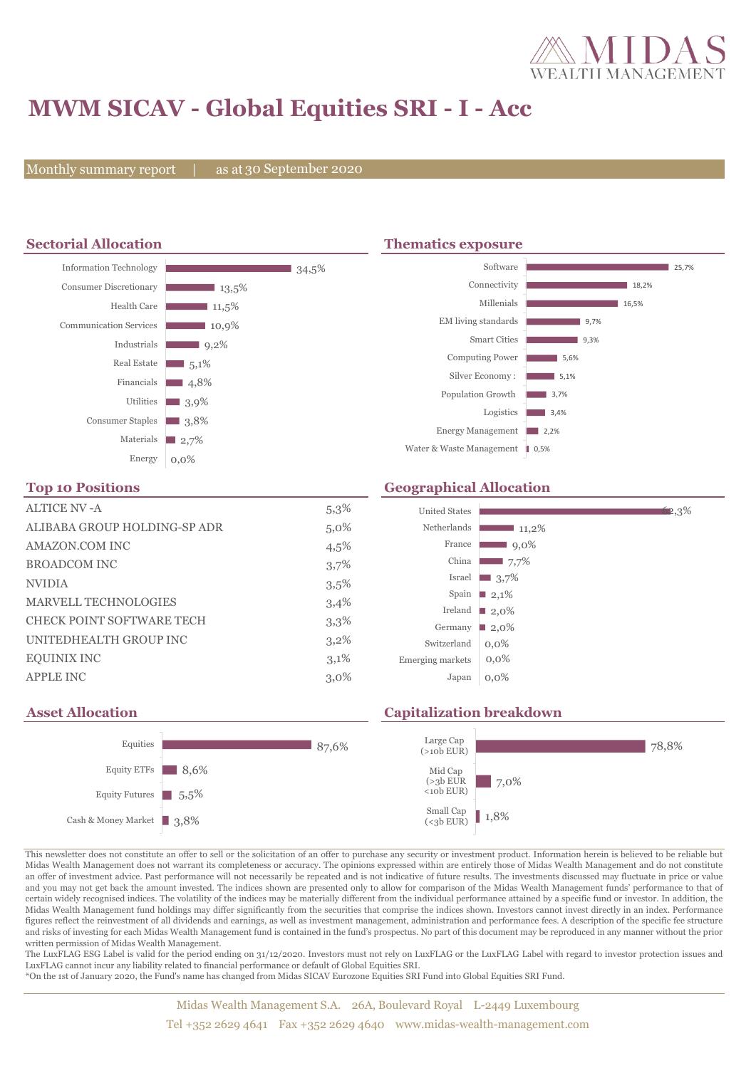# MWM SICAV - Global Equities SRI - I - Acc

Monthly summary report | as at 30 September 2020

## Sectorial Allocation

Information Technology 34,5%
Consumer Discretionary 13,5%
Health Care 11,5%
Communication Services 10,9%
Industrials 9,2%
Real Estate 5,1%
Financials 4,8%
Utilities 3,9%
Consumer Staples 3,8%
Materials 2,7%
Energy 0,0%

## Thematics exposure

Software 25,7%
Connectivity 18,2%
Millenials 16,5%
EM living standards 9,7%
Smart Cities 9,3%
Computing Power 5,6%
Silver Economy : 5,1%
Population Growth 3,7%
Logistics 3,4%
Energy Management 2,2%
Water & Waste Management 0,5%

## Top 10 Positions

| | |
|---|---|
| ALTICE NV -A | 5,3% |
| ALIBABA GROUP HOLDING-SP ADR | 5,0% |
| AMAZON.COM INC | 4,5% |
| BROADCOM INC | 3,7% |
| NVIDIA | 3,5% |
| MARVELL TECHNOLOGIES | 3,4% |
| CHECK POINT SOFTWARE TECH | 3,3% |
| UNITEDHEALTH GROUP INC | 3,2% |
| EQUINIX INC | 3,1% |
| APPLE INC | 3,0% |

## Geographical Allocation

United States 62,3%
Netherlands 11,2%
France 9,0%
China 7,7%
Israel 3,7%
Spain 2,1%
Ireland 2,0%
Germany 2,0%
Switzerland 0,0%
Emerging markets 0,0%
Japan 0,0%

## Asset Allocation

Equities 87,6%
Equity ETFs 8,6%
Equity Futures 5,5%
Cash & Money Market 3,8%

## Capitalization breakdown

Large Cap (>10b EUR) 78,8%
Mid Cap (>3b EUR <10b EUR) 7,0%
Small Cap (<3b EUR) 1,8%

This newsletter does not constitute an offer to sell or the solicitation of an offer to purchase any security or investment product. Information herein is believed to be reliable but Midas Wealth Management does not warrant its completeness or accuracy. The opinions expressed within are entirely those of Midas Wealth Management and do not constitute an offer of investment advice. Past performance will not necessarily be repeated and is not indicative of future results. The investments discussed may fluctuate in price or value and you may not get back the amount invested. The indices shown are presented only to allow for comparison of the Midas Wealth Management funds' performance to that of certain widely recognised indices. The volatility of the indices may be materially different from the individual performance attained by a specific fund or investor. In addition, the Midas Wealth Management fund holdings may differ significantly from the securities that comprise the indices shown. Investors cannot invest directly in an index. Performance figures reflect the reinvestment of all dividends and earnings, as well as investment management, administration and performance fees. A description of the specific fee structure and risks of investing for each Midas Wealth Management fund is contained in the fund's prospectus. No part of this document may be reproduced in any manner without the prior written permission of Midas Wealth Management.

The LuxFLAG ESG Label is valid for the period ending on 31/12/2020. Investors must not rely on LuxFLAG or the LuxFLAG Label with regard to investor protection issues and LuxFLAG cannot incur any liability related to financial performance or default of Global Equities SRI.

*On the 1st of January 2020, the Fund's name has changed from Midas SICAV Eurozone Equities SRI Fund into Global Equities SRI Fund.

Midas Wealth Management S.A. 26A, Boulevard Royal L-2449 Luxembourg
Tel +352 2629 4641 Fax +352 2629 4640 www.midas-wealth-management.com